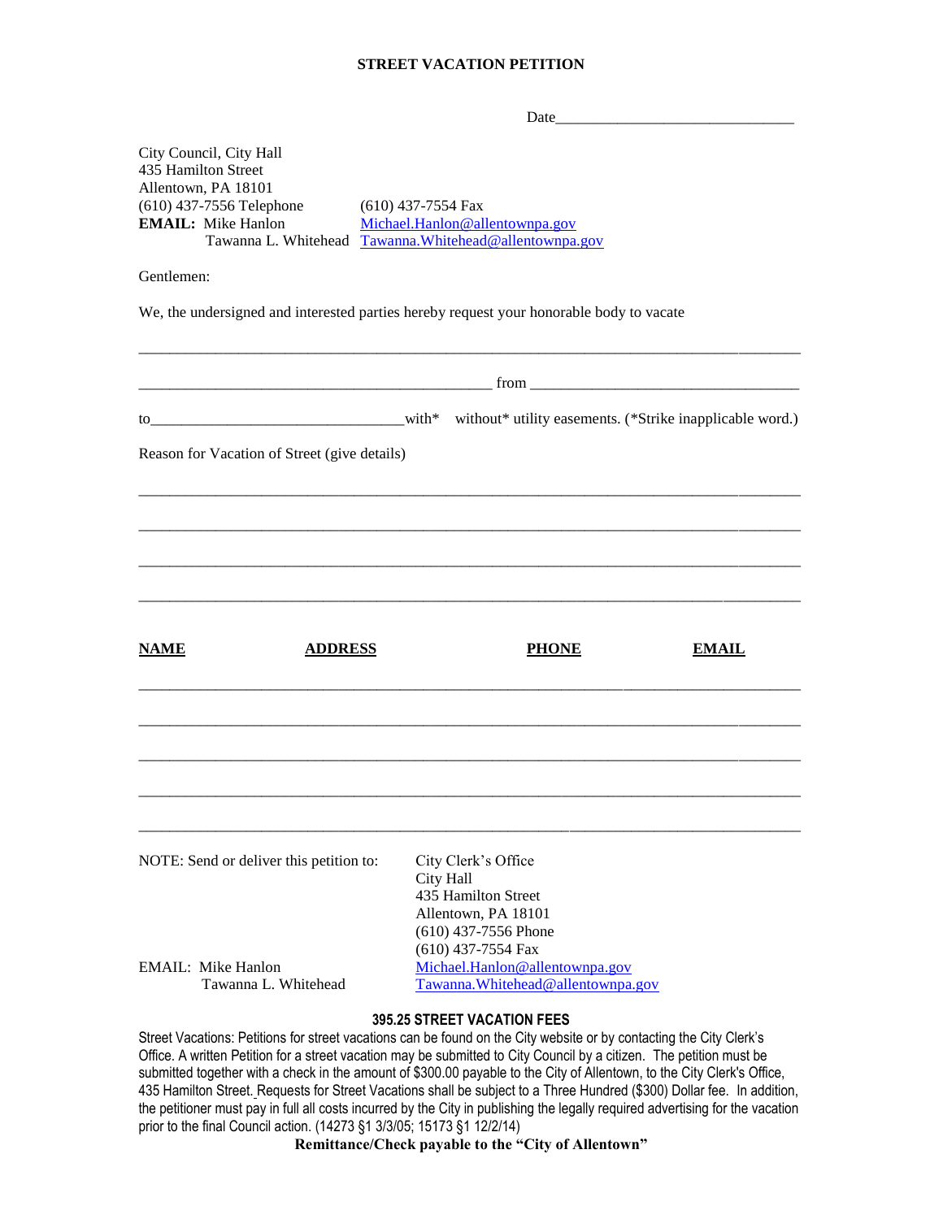## STREET VACATION PETITION

Date_______________________________

City Council, City Hall
435 Hamilton Street
Allentown, PA 18101
(610) 437-7556 Telephone (610) 437-7554 Fax
**EMAIL:** Mike Hanlon Michael.Hanlon@allentownpa.gov
Tawanna L. Whitehead Tawanna.Whitehead@allentownpa.gov

Gentlemen:

We, the undersigned and interested parties hereby request your honorable body to vacate

_____________________________________________________________________________

____________________________________________ from __________________________________

to________________________________ with* without* utility easements. (*Strike inapplicable word.)

Reason for Vacation of Street (give details)

_____________________________________________________________________________

_____________________________________________________________________________

_____________________________________________________________________________

_____________________________________________________________________________

| **NAME** | **ADDRESS** | **PHONE** | **EMAIL** |
|---|---|---|---|
| | | | |
| | | | |
| | | | |
| | | | |
| | | | |

NOTE: Send or deliver this petition to:

City Clerk's Office
City Hall
435 Hamilton Street
Allentown, PA 18101
(610) 437-7556 Phone
(610) 437-7554 Fax

EMAIL: Mike Hanlon Michael.Hanlon@allentownpa.gov
Tawanna L. Whitehead Tawanna.Whitehead@allentownpa.gov

### 395.25 STREET VACATION FEES

Street Vacations: Petitions for street vacations can be found on the City website or by contacting the City Clerk's Office. A written Petition for a street vacation may be submitted to City Council by a citizen. The petition must be submitted together with a check in the amount of $300.00 payable to the City of Allentown, to the City Clerk's Office, 435 Hamilton Street. Requests for Street Vacations shall be subject to a Three Hundred ($300) Dollar fee. In addition, the petitioner must pay in full all costs incurred by the City in publishing the legally required advertising for the vacation prior to the final Council action. (14273 §1 3/3/05; 15173 §1 12/2/14)

**Remittance/Check payable to the "City of Allentown"**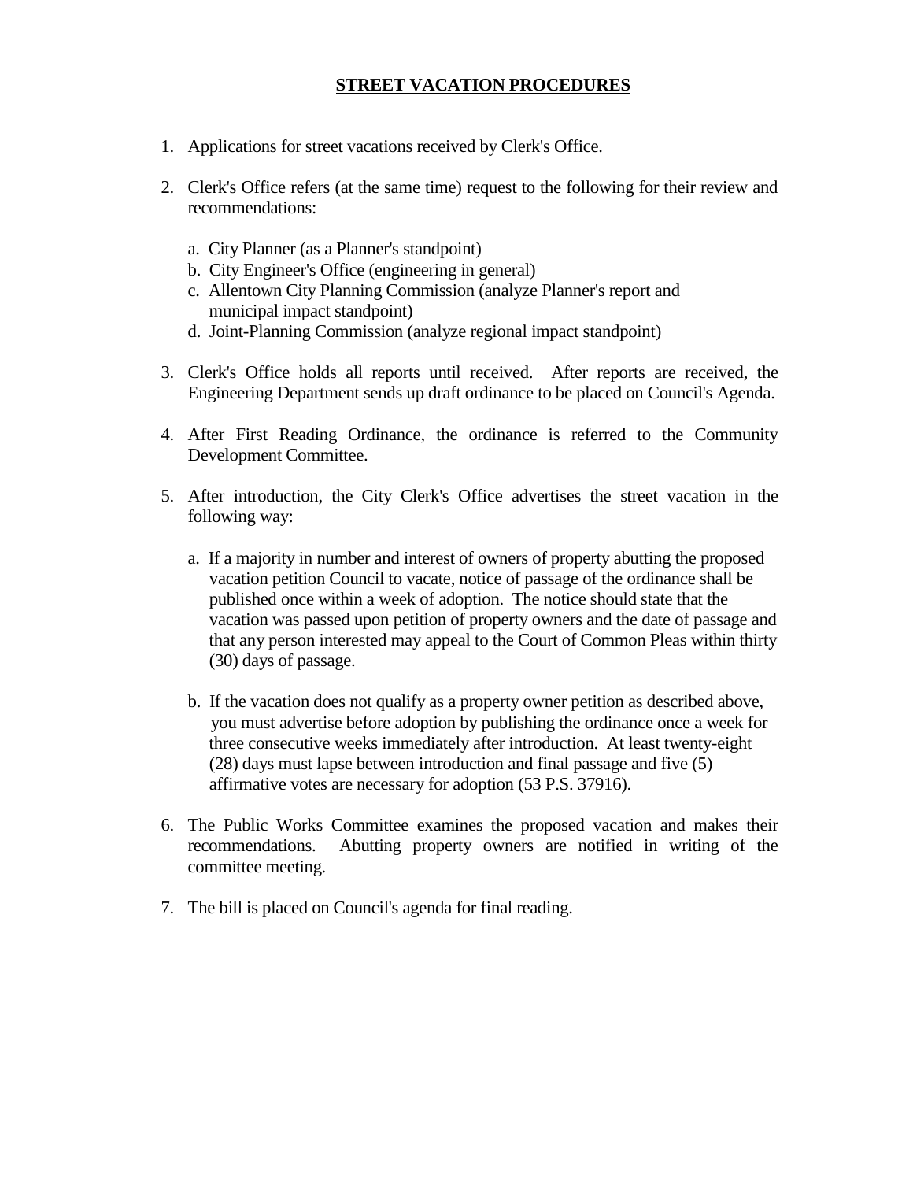# STREET VACATION PROCEDURES

1. Applications for street vacations received by Clerk's Office.

2. Clerk's Office refers (at the same time) request to the following for their review and recommendations:

   a. City Planner (as a Planner's standpoint)
   b. City Engineer's Office (engineering in general)
   c. Allentown City Planning Commission (analyze Planner's report and municipal impact standpoint)
   d. Joint-Planning Commission (analyze regional impact standpoint)

3. Clerk's Office holds all reports until received. After reports are received, the Engineering Department sends up draft ordinance to be placed on Council's Agenda.

4. After First Reading Ordinance, the ordinance is referred to the Community Development Committee.

5. After introduction, the City Clerk's Office advertises the street vacation in the following way:

   a. If a majority in number and interest of owners of property abutting the proposed vacation petition Council to vacate, notice of passage of the ordinance shall be published once within a week of adoption. The notice should state that the vacation was passed upon petition of property owners and the date of passage and that any person interested may appeal to the Court of Common Pleas within thirty (30) days of passage.

   b. If the vacation does not qualify as a property owner petition as described above, you must advertise before adoption by publishing the ordinance once a week for three consecutive weeks immediately after introduction. At least twenty-eight (28) days must lapse between introduction and final passage and five (5) affirmative votes are necessary for adoption (53 P.S. 37916).

6. The Public Works Committee examines the proposed vacation and makes their recommendations. Abutting property owners are notified in writing of the committee meeting.

7. The bill is placed on Council's agenda for final reading.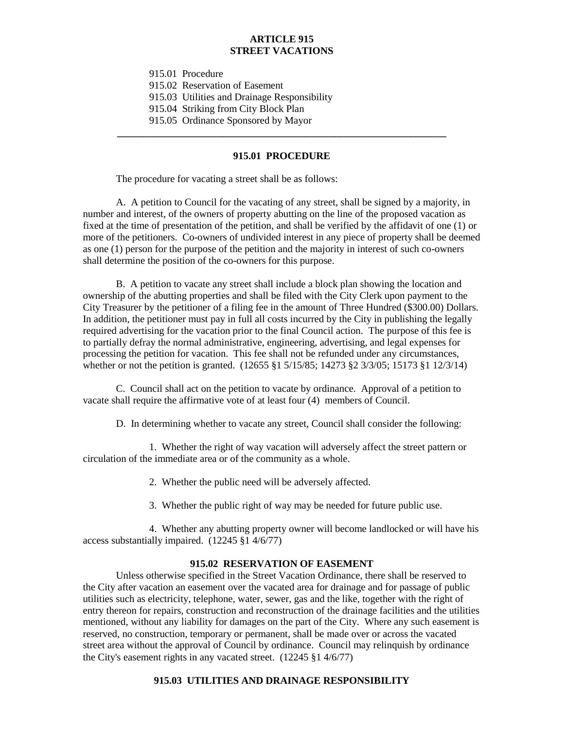# ARTICLE 915
# STREET VACATIONS

915.01 Procedure
915.02 Reservation of Easement
915.03 Utilities and Drainage Responsibility
915.04 Striking from City Block Plan
915.05 Ordinance Sponsored by Mayor

---

## 915.01 PROCEDURE

The procedure for vacating a street shall be as follows:

A. A petition to Council for the vacating of any street, shall be signed by a majority, in number and interest, of the owners of property abutting on the line of the proposed vacation as fixed at the time of presentation of the petition, and shall be verified by the affidavit of one (1) or more of the petitioners. Co-owners of undivided interest in any piece of property shall be deemed as one (1) person for the purpose of the petition and the majority in interest of such co-owners shall determine the position of the co-owners for this purpose.

B. A petition to vacate any street shall include a block plan showing the location and ownership of the abutting properties and shall be filed with the City Clerk upon payment to the City Treasurer by the petitioner of a filing fee in the amount of Three Hundred ($300.00) Dollars. In addition, the petitioner must pay in full all costs incurred by the City in publishing the legally required advertising for the vacation prior to the final Council action. The purpose of this fee is to partially defray the normal administrative, engineering, advertising, and legal expenses for processing the petition for vacation. This fee shall not be refunded under any circumstances, whether or not the petition is granted. (12655 §1 5/15/85; 14273 §2 3/3/05; 15173 §1 12/3/14)

C. Council shall act on the petition to vacate by ordinance. Approval of a petition to vacate shall require the affirmative vote of at least four (4) members of Council.

D. In determining whether to vacate any street, Council shall consider the following:

1. Whether the right of way vacation will adversely affect the street pattern or circulation of the immediate area or of the community as a whole.

2. Whether the public need will be adversely affected.

3. Whether the public right of way may be needed for future public use.

4. Whether any abutting property owner will become landlocked or will have his access substantially impaired. (12245 §1 4/6/77)

## 915.02 RESERVATION OF EASEMENT

Unless otherwise specified in the Street Vacation Ordinance, there shall be reserved to the City after vacation an easement over the vacated area for drainage and for passage of public utilities such as electricity, telephone, water, sewer, gas and the like, together with the right of entry thereon for repairs, construction and reconstruction of the drainage facilities and the utilities mentioned, without any liability for damages on the part of the City. Where any such easement is reserved, no construction, temporary or permanent, shall be made over or across the vacated street area without the approval of Council by ordinance. Council may relinquish by ordinance the City's easement rights in any vacated street. (12245 §1 4/6/77)

## 915.03 UTILITIES AND DRAINAGE RESPONSIBILITY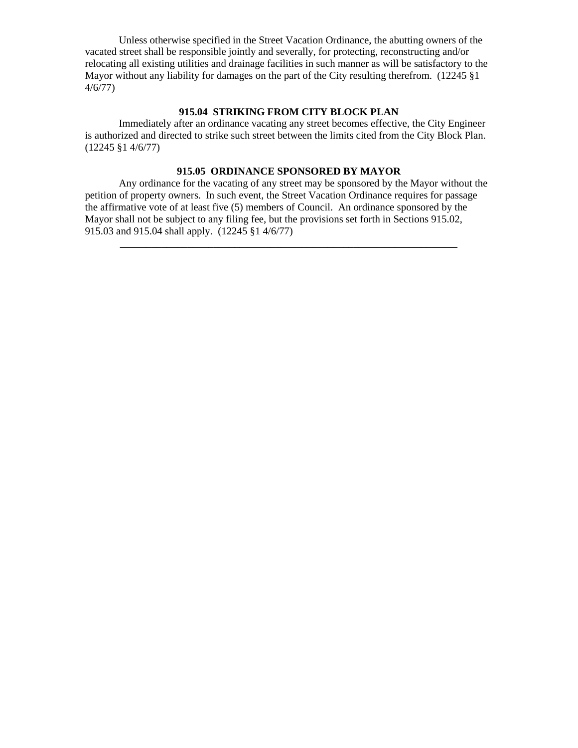Unless otherwise specified in the Street Vacation Ordinance, the abutting owners of the vacated street shall be responsible jointly and severally, for protecting, reconstructing and/or relocating all existing utilities and drainage facilities in such manner as will be satisfactory to the Mayor without any liability for damages on the part of the City resulting therefrom. (12245 §1 4/6/77)

**915.04 STRIKING FROM CITY BLOCK PLAN**

Immediately after an ordinance vacating any street becomes effective, the City Engineer is authorized and directed to strike such street between the limits cited from the City Block Plan. (12245 §1 4/6/77)

**915.05 ORDINANCE SPONSORED BY MAYOR**

Any ordinance for the vacating of any street may be sponsored by the Mayor without the petition of property owners. In such event, the Street Vacation Ordinance requires for passage the affirmative vote of at least five (5) members of Council. An ordinance sponsored by the Mayor shall not be subject to any filing fee, but the provisions set forth in Sections 915.02, 915.03 and 915.04 shall apply. (12245 §1 4/6/77)

---